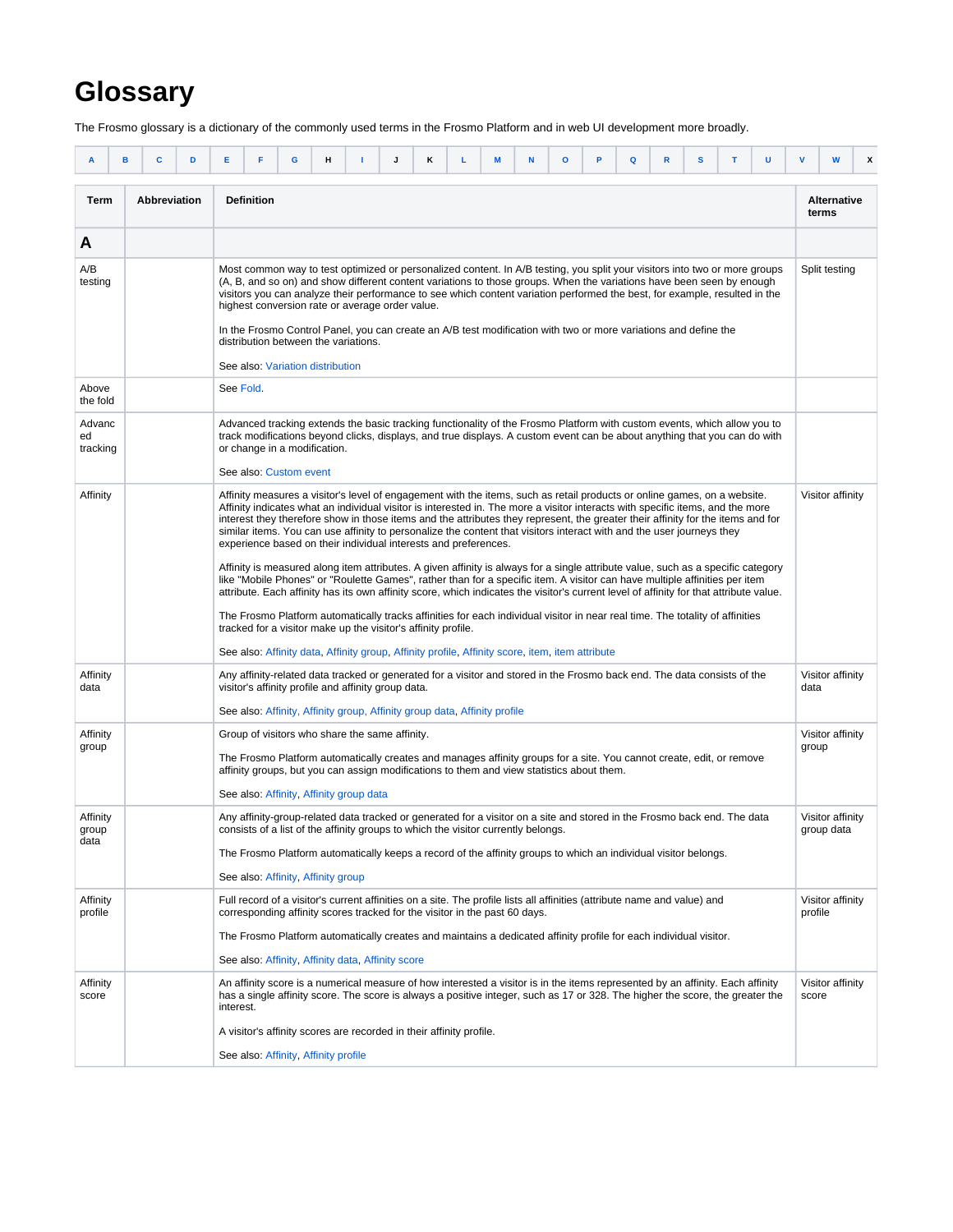# Glossary

The Frosmo glossary is a dictionary of the commonly used terms in the Frosmo Platform and in web UI development more broadly.

| A | B | C | D | E | F | G | H | I | J | K | L | M | N | O | P | Q | R | S | T | U | V | W | X |
|---|---|---|---|---|---|---|---|---|---|---|---|---|---|---|---|---|---|---|---|---|---|---|---|

| Term | Abbreviation | Definition | Alternative terms |
|---|---|---|---|
| **A** | | | |
| A/B testing | | Most common way to test optimized or personalized content. In A/B testing, you split your visitors into two or more groups (A, B, and so on) and show different content variations to those groups. When the variations have been seen by enough visitors you can analyze their performance to see which content variation performed the best, for example, resulted in the highest conversion rate or average order value.<br><br>In the Frosmo Control Panel, you can create an A/B test modification with two or more variations and define the distribution between the variations.<br><br>See also: Variation distribution | Split testing |
| Above the fold | | See Fold. | |
| Advanced tracking | | Advanced tracking extends the basic tracking functionality of the Frosmo Platform with custom events, which allow you to track modifications beyond clicks, displays, and true displays. A custom event can be about anything that you can do with or change in a modification.<br><br>See also: Custom event | |
| Affinity | | Affinity measures a visitor's level of engagement with the items, such as retail products or online games, on a website. Affinity indicates what an individual visitor is interested in. The more a visitor interacts with specific items, and the more interest they therefore show in those items and the attributes they represent, the greater their affinity for the items and for similar items. You can use affinity to personalize the content that visitors interact with and the user journeys they experience based on their individual interests and preferences.<br><br>Affinity is measured along item attributes. A given affinity is always for a single attribute value, such as a specific category like "Mobile Phones" or "Roulette Games", rather than for a specific item. A visitor can have multiple affinities per item attribute. Each affinity has its own affinity score, which indicates the visitor's current level of affinity for that attribute value.<br><br>The Frosmo Platform automatically tracks affinities for each individual visitor in near real time. The totality of affinities tracked for a visitor make up the visitor's affinity profile.<br><br>See also: Affinity data, Affinity group, Affinity profile, Affinity score, item, item attribute | Visitor affinity |
| Affinity data | | Any affinity-related data tracked or generated for a visitor and stored in the Frosmo back end. The data consists of the visitor's affinity profile and affinity group data.<br><br>See also: Affinity, Affinity group, Affinity group data, Affinity profile | Visitor affinity data |
| Affinity group | | Group of visitors who share the same affinity.<br><br>The Frosmo Platform automatically creates and manages affinity groups for a site. You cannot create, edit, or remove affinity groups, but you can assign modifications to them and view statistics about them.<br><br>See also: Affinity, Affinity group data | Visitor affinity group |
| Affinity group data | | Any affinity-group-related data tracked or generated for a visitor on a site and stored in the Frosmo back end. The data consists of a list of the affinity groups to which the visitor currently belongs.<br><br>The Frosmo Platform automatically keeps a record of the affinity groups to which an individual visitor belongs.<br><br>See also: Affinity, Affinity group | Visitor affinity group data |
| Affinity profile | | Full record of a visitor's current affinities on a site. The profile lists all affinities (attribute name and value) and corresponding affinity scores tracked for the visitor in the past 60 days.<br><br>The Frosmo Platform automatically creates and maintains a dedicated affinity profile for each individual visitor.<br><br>See also: Affinity, Affinity data, Affinity score | Visitor affinity profile |
| Affinity score | | An affinity score is a numerical measure of how interested a visitor is in the items represented by an affinity. Each affinity has a single affinity score. The score is always a positive integer, such as 17 or 328. The higher the score, the greater the interest.<br><br>A visitor's affinity scores are recorded in their affinity profile.<br><br>See also: Affinity, Affinity profile | Visitor affinity score |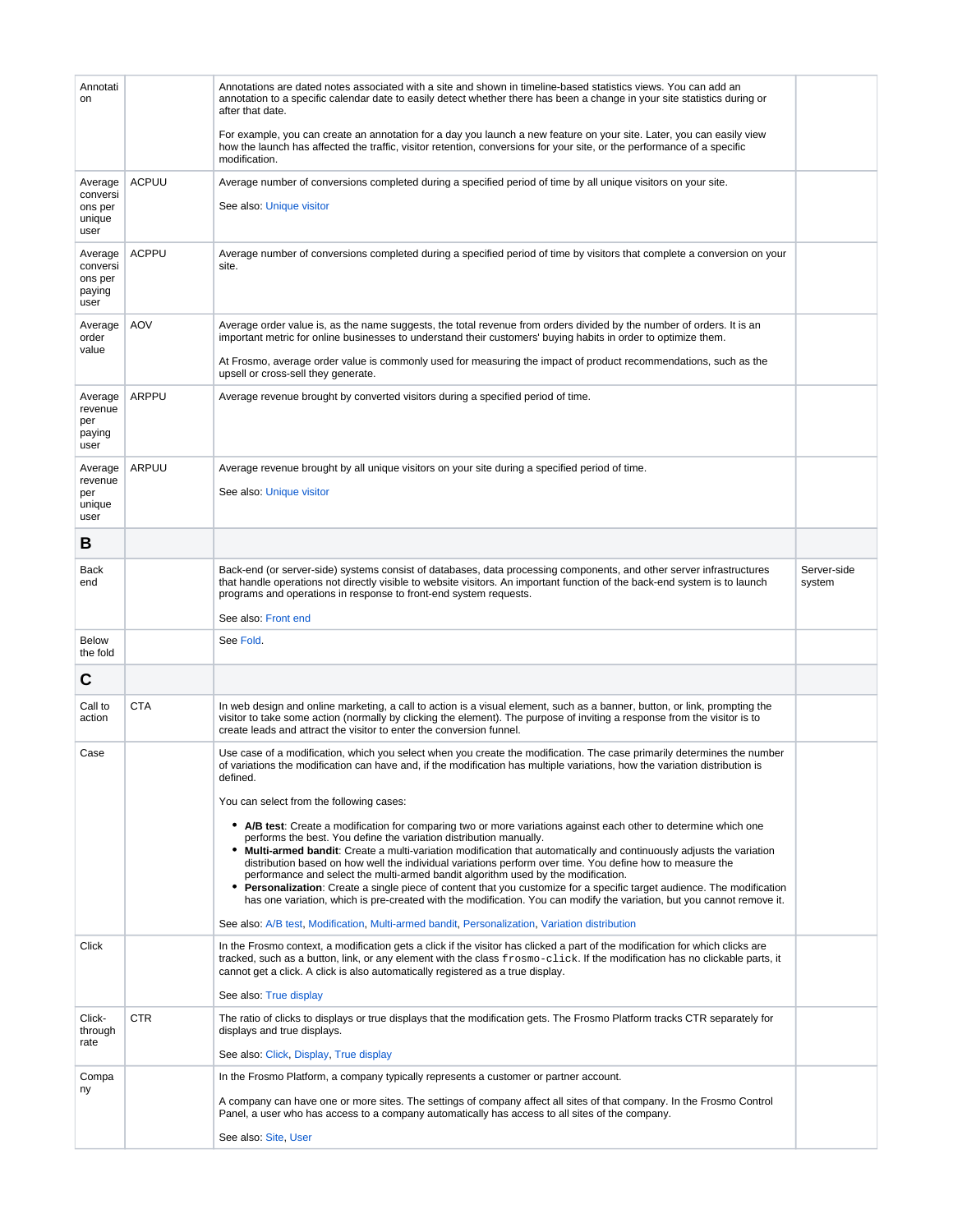| | | | |
|---|---|---|---|
| Annotation | | Annotations are dated notes associated with a site and shown in timeline-based statistics views. You can add an annotation to a specific calendar date to easily detect whether there has been a change in your site statistics during or after that date.<br><br>For example, you can create an annotation for a day you launch a new feature on your site. Later, you can easily view how the launch has affected the traffic, visitor retention, conversions for your site, or the performance of a specific modification. | |
| Average conversions per unique user | ACPUU | Average number of conversions completed during a specified period of time by all unique visitors on your site.<br><br>See also: Unique visitor | |
| Average conversions per paying user | ACPPU | Average number of conversions completed during a specified period of time by visitors that complete a conversion on your site. | |
| Average order value | AOV | Average order value is, as the name suggests, the total revenue from orders divided by the number of orders. It is an important metric for online businesses to understand their customers' buying habits in order to optimize them.<br><br>At Frosmo, average order value is commonly used for measuring the impact of product recommendations, such as the upsell or cross-sell they generate. | |
| Average revenue per paying user | ARPPU | Average revenue brought by converted visitors during a specified period of time. | |
| Average revenue per unique user | ARPUU | Average revenue brought by all unique visitors on your site during a specified period of time.<br><br>See also: Unique visitor | |
| **B** | | | |
| Back end | | Back-end (or server-side) systems consist of databases, data processing components, and other server infrastructures that handle operations not directly visible to website visitors. An important function of the back-end system is to launch programs and operations in response to front-end system requests.<br><br>See also: Front end | Server-side system |
| Below the fold | | See Fold. | |
| **C** | | | |
| Call to action | CTA | In web design and online marketing, a call to action is a visual element, such as a banner, button, or link, prompting the visitor to take some action (normally by clicking the element). The purpose of inviting a response from the visitor is to create leads and attract the visitor to enter the conversion funnel. | |
| Case | | Use case of a modification, which you select when you create the modification. The case primarily determines the number of variations the modification can have and, if the modification has multiple variations, how the variation distribution is defined.<br><br>You can select from the following cases:<br><br>• **A/B test**: Create a modification for comparing two or more variations against each other to determine which one performs the best. You define the variation distribution manually.<br>• **Multi-armed bandit**: Create a multi-variation modification that automatically and continuously adjusts the variation distribution based on how well the individual variations perform over time. You define how to measure the performance and select the multi-armed bandit algorithm used by the modification.<br>• **Personalization**: Create a single piece of content that you customize for a specific target audience. The modification has one variation, which is pre-created with the modification. You can modify the variation, but you cannot remove it.<br><br>See also: A/B test, Modification, Multi-armed bandit, Personalization, Variation distribution | |
| Click | | In the Frosmo context, a modification gets a click if the visitor has clicked a part of the modification for which clicks are tracked, such as a button, link, or any element with the class `frosmo-click`. If the modification has no clickable parts, it cannot get a click. A click is also automatically registered as a true display.<br><br>See also: True display | |
| Click-through rate | CTR | The ratio of clicks to displays or true displays that the modification gets. The Frosmo Platform tracks CTR separately for displays and true displays.<br><br>See also: Click, Display, True display | |
| Company | | In the Frosmo Platform, a company typically represents a customer or partner account.<br><br>A company can have one or more sites. The settings of company affect all sites of that company. In the Frosmo Control Panel, a user who has access to a company automatically has access to all sites of the company.<br><br>See also: Site, User | |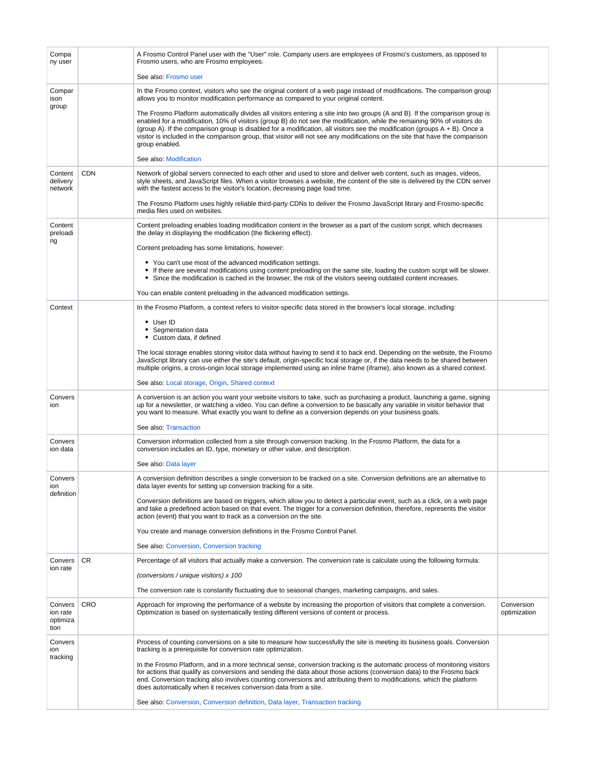| Company user | | A Frosmo Control Panel user with the "User" role. Company users are employees of Frosmo's customers, as opposed to Frosmo users, who are Frosmo employees.<br><br>See also: Frosmo user | |
|---|---|---|---|
| Comparison group | | In the Frosmo context, visitors who see the original content of a web page instead of modifications. The comparison group allows you to monitor modification performance as compared to your original content.<br><br>The Frosmo Platform automatically divides all visitors entering a site into two groups (A and B). If the comparison group is enabled for a modification, 10% of visitors (group B) do not see the modification, while the remaining 90% of visitors do (group A). If the comparison group is disabled for a modification, all visitors see the modification (groups A + B). Once a visitor is included in the comparison group, that visitor will not see any modifications on the site that have the comparison group enabled.<br><br>See also: Modification | |
| Content delivery network | CDN | Network of global servers connected to each other and used to store and deliver web content, such as images, videos, style sheets, and JavaScript files. When a visitor browses a website, the content of the site is delivered by the CDN server with the fastest access to the visitor's location, decreasing page load time.<br><br>The Frosmo Platform uses highly reliable third-party CDNs to deliver the Frosmo JavaScript library and Frosmo-specific media files used on websites. | |
| Content preloading | | Content preloading enables loading modification content in the browser as a part of the custom script, which decreases the delay in displaying the modification (the flickering effect).<br><br>Content preloading has some limitations, however:<br><br>• You can't use most of the advanced modification settings.<br>• If there are several modifications using content preloading on the same site, loading the custom script will be slower.<br>• Since the modification is cached in the browser, the risk of the visitors seeing outdated content increases.<br><br>You can enable content preloading in the advanced modification settings. | |
| Context | | In the Frosmo Platform, a context refers to visitor-specific data stored in the browser's local storage, including:<br><br>• User ID<br>• Segmentation data<br>• Custom data, if defined<br><br>The local storage enables storing visitor data without having to send it to back end. Depending on the website, the Frosmo JavaScript library can use either the site's default, origin-specific local storage or, if the data needs to be shared between multiple origins, a cross-origin local storage implemented using an inline frame (iframe), also known as a shared context.<br><br>See also: Local storage, Origin, Shared context | |
| Conversion | | A conversion is an action you want your website visitors to take, such as purchasing a product, launching a game, signing up for a newsletter, or watching a video. You can define a conversion to be basically any variable in visitor behavior that you want to measure. What exactly you want to define as a conversion depends on your business goals.<br><br>See also: Transaction | |
| Conversion data | | Conversion information collected from a site through conversion tracking. In the Frosmo Platform, the data for a conversion includes an ID, type, monetary or other value, and description.<br><br>See also: Data layer | |
| Conversion definition | | A conversion definition describes a single conversion to be tracked on a site. Conversion definitions are an alternative to data layer events for setting up conversion tracking for a site.<br><br>Conversion definitions are based on triggers, which allow you to detect a particular event, such as a click, on a web page and take a predefined action based on that event. The trigger for a conversion definition, therefore, represents the visitor action (event) that you want to track as a conversion on the site.<br><br>You create and manage conversion definitions in the Frosmo Control Panel.<br><br>See also: Conversion, Conversion tracking | |
| Conversion rate | CR | Percentage of all visitors that actually make a conversion. The conversion rate is calculate using the following formula:<br><br>*(conversions / unique visitors) x 100*<br><br>The conversion rate is constantly fluctuating due to seasonal changes, marketing campaigns, and sales. | |
| Conversion rate optimization | CRO | Approach for improving the performance of a website by increasing the proportion of visitors that complete a conversion. Optimization is based on systematically testing different versions of content or process. | Conversion optimization |
| Conversion tracking | | Process of counting conversions on a site to measure how successfully the site is meeting its business goals. Conversion tracking is a prerequisite for conversion rate optimization.<br><br>In the Frosmo Platform, and in a more technical sense, conversion tracking is the automatic process of monitoring visitors for actions that qualify as conversions and sending the data about those actions (conversion data) to the Frosmo back end. Conversion tracking also involves counting conversions and attributing them to modifications, which the platform does automatically when it receives conversion data from a site.<br><br>See also: Conversion, Conversion definition, Data layer, Transaction tracking | |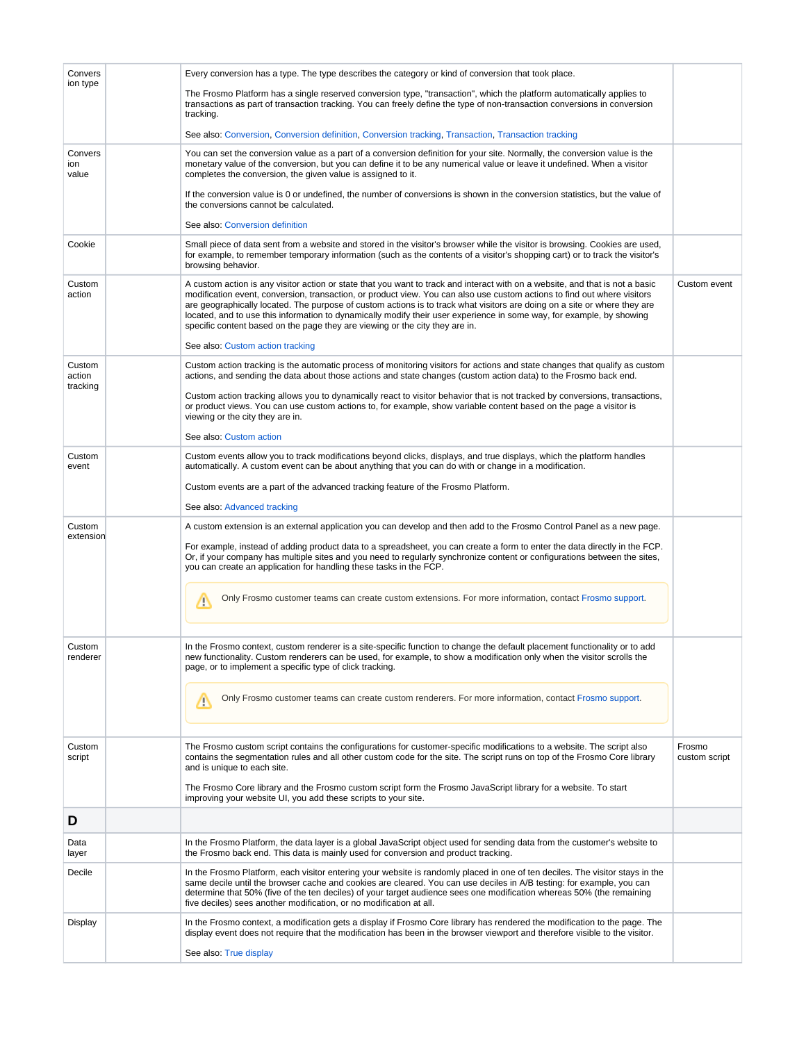| Conversion type | | Every conversion has a type. The type describes the category or kind of conversion that took place.<br><br>The Frosmo Platform has a single reserved conversion type, "transaction", which the platform automatically applies to transactions as part of transaction tracking. You can freely define the type of non-transaction conversions in conversion tracking.<br><br>See also: Conversion, Conversion definition, Conversion tracking, Transaction, Transaction tracking | |
|---|---|---|---|
| Conversion value | | You can set the conversion value as a part of a conversion definition for your site. Normally, the conversion value is the monetary value of the conversion, but you can define it to be any numerical value or leave it undefined. When a visitor completes the conversion, the given value is assigned to it.<br><br>If the conversion value is 0 or undefined, the number of conversions is shown in the conversion statistics, but the value of the conversions cannot be calculated.<br><br>See also: Conversion definition | |
| Cookie | | Small piece of data sent from a website and stored in the visitor's browser while the visitor is browsing. Cookies are used, for example, to remember temporary information (such as the contents of a visitor's shopping cart) or to track the visitor's browsing behavior. | |
| Custom action | | A custom action is any visitor action or state that you want to track and interact with on a website, and that is not a basic modification event, conversion, transaction, or product view. You can also use custom actions to find out where visitors are geographically located. The purpose of custom actions is to track what visitors are doing on a site or where they are located, and to use this information to dynamically modify their user experience in some way, for example, by showing specific content based on the page they are viewing or the city they are in.<br><br>See also: Custom action tracking | Custom event |
| Custom action tracking | | Custom action tracking is the automatic process of monitoring visitors for actions and state changes that qualify as custom actions, and sending the data about those actions and state changes (custom action data) to the Frosmo back end.<br><br>Custom action tracking allows you to dynamically react to visitor behavior that is not tracked by conversions, transactions, or product views. You can use custom actions to, for example, show variable content based on the page a visitor is viewing or the city they are in.<br><br>See also: Custom action | |
| Custom event | | Custom events allow you to track modifications beyond clicks, displays, and true displays, which the platform handles automatically. A custom event can be about anything that you can do with or change in a modification.<br><br>Custom events are a part of the advanced tracking feature of the Frosmo Platform.<br><br>See also: Advanced tracking | |
| Custom extension | | A custom extension is an external application you can develop and then add to the Frosmo Control Panel as a new page.<br><br>For example, instead of adding product data to a spreadsheet, you can create a form to enter the data directly in the FCP. Or, if your company has multiple sites and you need to regularly synchronize content or configurations between the sites, you can create an application for handling these tasks in the FCP.<br><br>⚠ Only Frosmo customer teams can create custom extensions. For more information, contact Frosmo support. | |
| Custom renderer | | In the Frosmo context, custom renderer is a site-specific function to change the default placement functionality or to add new functionality. Custom renderers can be used, for example, to show a modification only when the visitor scrolls the page, or to implement a specific type of click tracking.<br><br>⚠ Only Frosmo customer teams can create custom renderers. For more information, contact Frosmo support. | |
| Custom script | | The Frosmo custom script contains the configurations for customer-specific modifications to a website. The script also contains the segmentation rules and all other custom code for the site. The script runs on top of the Frosmo Core library and is unique to each site.<br><br>The Frosmo Core library and the Frosmo custom script form the Frosmo JavaScript library for a website. To start improving your website UI, you add these scripts to your site. | Frosmo custom script |
| **D** | | | |
| Data layer | | In the Frosmo Platform, the data layer is a global JavaScript object used for sending data from the customer's website to the Frosmo back end. This data is mainly used for conversion and product tracking. | |
| Decile | | In the Frosmo Platform, each visitor entering your website is randomly placed in one of ten deciles. The visitor stays in the same decile until the browser cache and cookies are cleared. You can use deciles in A/B testing: for example, you can determine that 50% (five of the ten deciles) of your target audience sees one modification whereas 50% (the remaining five deciles) sees another modification, or no modification at all. | |
| Display | | In the Frosmo context, a modification gets a display if Frosmo Core library has rendered the modification to the page. The display event does not require that the modification has been in the browser viewport and therefore visible to the visitor.<br><br>See also: True display | |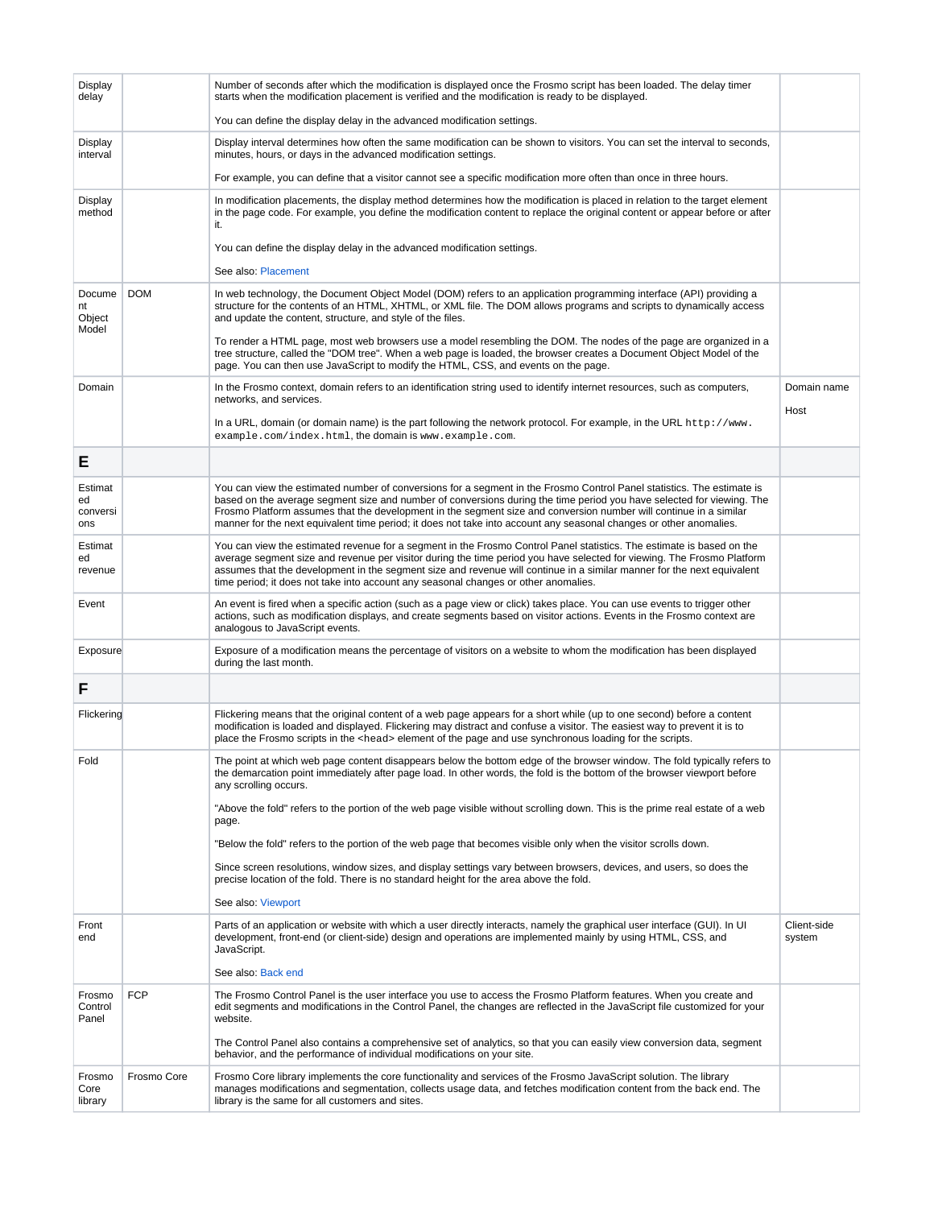| | | | |
|---|---|---|---|
| Display delay | | Number of seconds after which the modification is displayed once the Frosmo script has been loaded. The delay timer starts when the modification placement is verified and the modification is ready to be displayed.<br><br>You can define the display delay in the advanced modification settings. | |
| Display interval | | Display interval determines how often the same modification can be shown to visitors. You can set the interval to seconds, minutes, hours, or days in the advanced modification settings.<br><br>For example, you can define that a visitor cannot see a specific modification more often than once in three hours. | |
| Display method | | In modification placements, the display method determines how the modification is placed in relation to the target element in the page code. For example, you define the modification content to replace the original content or appear before or after it.<br><br>You can define the display delay in the advanced modification settings.<br><br>See also: Placement | |
| Document Object Model | DOM | In web technology, the Document Object Model (DOM) refers to an application programming interface (API) providing a structure for the contents of an HTML, XHTML, or XML file. The DOM allows programs and scripts to dynamically access and update the content, structure, and style of the files.<br><br>To render a HTML page, most web browsers use a model resembling the DOM. The nodes of the page are organized in a tree structure, called the "DOM tree". When a web page is loaded, the browser creates a Document Object Model of the page. You can then use JavaScript to modify the HTML, CSS, and events on the page. | |
| Domain | | In the Frosmo context, domain refers to an identification string used to identify internet resources, such as computers, networks, and services.<br><br>In a URL, domain (or domain name) is the part following the network protocol. For example, in the URL `http://www.example.com/index.html`, the domain is `www.example.com`. | Domain name<br><br>Host |
| **E** | | | |
| Estimated conversions | | You can view the estimated number of conversions for a segment in the Frosmo Control Panel statistics. The estimate is based on the average segment size and number of conversions during the time period you have selected for viewing. The Frosmo Platform assumes that the development in the segment size and conversion number will continue in a similar manner for the next equivalent time period; it does not take into account any seasonal changes or other anomalies. | |
| Estimated revenue | | You can view the estimated revenue for a segment in the Frosmo Control Panel statistics. The estimate is based on the average segment size and revenue per visitor during the time period you have selected for viewing. The Frosmo Platform assumes that the development in the segment size and revenue will continue in a similar manner for the next equivalent time period; it does not take into account any seasonal changes or other anomalies. | |
| Event | | An event is fired when a specific action (such as a page view or click) takes place. You can use events to trigger other actions, such as modification displays, and create segments based on visitor actions. Events in the Frosmo context are analogous to JavaScript events. | |
| Exposure | | Exposure of a modification means the percentage of visitors on a website to whom the modification has been displayed during the last month. | |
| **F** | | | |
| Flickering | | Flickering means that the original content of a web page appears for a short while (up to one second) before a content modification is loaded and displayed. Flickering may distract and confuse a visitor. The easiest way to prevent it is to place the Frosmo scripts in the `<head>` element of the page and use synchronous loading for the scripts. | |
| Fold | | The point at which web page content disappears below the bottom edge of the browser window. The fold typically refers to the demarcation point immediately after page load. In other words, the fold is the bottom of the browser viewport before any scrolling occurs.<br><br>"Above the fold" refers to the portion of the web page visible without scrolling down. This is the prime real estate of a web page.<br><br>"Below the fold" refers to the portion of the web page that becomes visible only when the visitor scrolls down.<br><br>Since screen resolutions, window sizes, and display settings vary between browsers, devices, and users, so does the precise location of the fold. There is no standard height for the area above the fold.<br><br>See also: Viewport | |
| Front end | | Parts of an application or website with which a user directly interacts, namely the graphical user interface (GUI). In UI development, front-end (or client-side) design and operations are implemented mainly by using HTML, CSS, and JavaScript.<br><br>See also: Back end | Client-side system |
| Frosmo Control Panel | FCP | The Frosmo Control Panel is the user interface you use to access the Frosmo Platform features. When you create and edit segments and modifications in the Control Panel, the changes are reflected in the JavaScript file customized for your website.<br><br>The Control Panel also contains a comprehensive set of analytics, so that you can easily view conversion data, segment behavior, and the performance of individual modifications on your site. | |
| Frosmo Core library | Frosmo Core | Frosmo Core library implements the core functionality and services of the Frosmo JavaScript solution. The library manages modifications and segmentation, collects usage data, and fetches modification content from the back end. The library is the same for all customers and sites. | |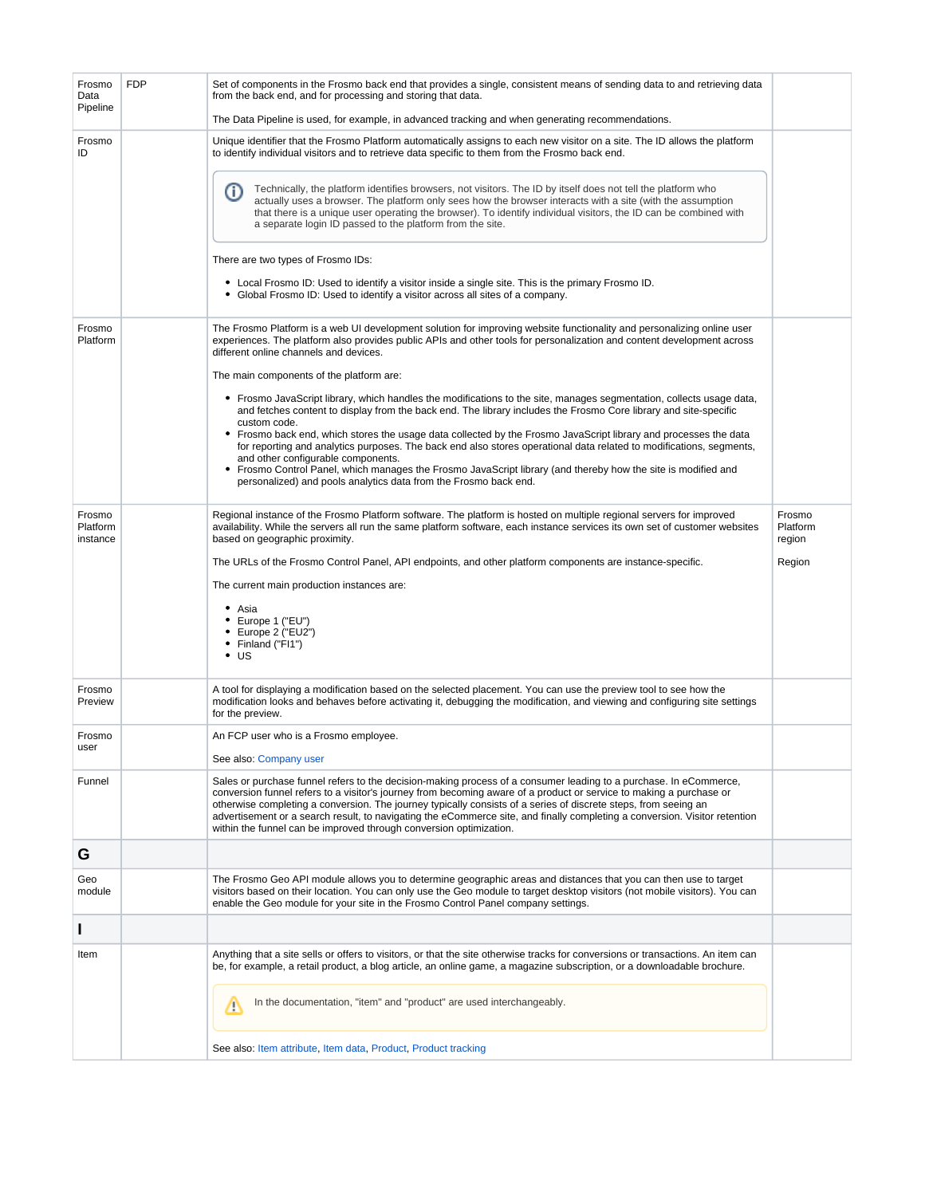| | | | |
|---|---|---|---|
| Frosmo Data Pipeline | FDP | Set of components in the Frosmo back end that provides a single, consistent means of sending data to and retrieving data from the back end, and for processing and storing that data.<br><br>The Data Pipeline is used, for example, in advanced tracking and when generating recommendations. | |
| Frosmo ID | | Unique identifier that the Frosmo Platform automatically assigns to each new visitor on a site. The ID allows the platform to identify individual visitors and to retrieve data specific to them from the Frosmo back end.<br><br>Technically, the platform identifies browsers, not visitors. The ID by itself does not tell the platform who actually uses a browser. The platform only sees how the browser interacts with a site (with the assumption that there is a unique user operating the browser). To identify individual visitors, the ID can be combined with a separate login ID passed to the platform from the site.<br><br>There are two types of Frosmo IDs:<br><br>- Local Frosmo ID: Used to identify a visitor inside a single site. This is the primary Frosmo ID.<br>- Global Frosmo ID: Used to identify a visitor across all sites of a company. | |
| Frosmo Platform | | The Frosmo Platform is a web UI development solution for improving website functionality and personalizing online user experiences. The platform also provides public APIs and other tools for personalization and content development across different online channels and devices.<br><br>The main components of the platform are:<br><br>- Frosmo JavaScript library, which handles the modifications to the site, manages segmentation, collects usage data, and fetches content to display from the back end. The library includes the Frosmo Core library and site-specific custom code.<br>- Frosmo back end, which stores the usage data collected by the Frosmo JavaScript library and processes the data for reporting and analytics purposes. The back end also stores operational data related to modifications, segments, and other configurable components.<br>- Frosmo Control Panel, which manages the Frosmo JavaScript library (and thereby how the site is modified and personalized) and pools analytics data from the Frosmo back end. | |
| Frosmo Platform instance | | Regional instance of the Frosmo Platform software. The platform is hosted on multiple regional servers for improved availability. While the servers all run the same platform software, each instance services its own set of customer websites based on geographic proximity.<br><br>The URLs of the Frosmo Control Panel, API endpoints, and other platform components are instance-specific.<br><br>The current main production instances are:<br><br>- Asia<br>- Europe 1 ("EU")<br>- Europe 2 ("EU2")<br>- Finland ("FI1")<br>- US | Frosmo Platform region<br><br>Region |
| Frosmo Preview | | A tool for displaying a modification based on the selected placement. You can use the preview tool to see how the modification looks and behaves before activating it, debugging the modification, and viewing and configuring site settings for the preview. | |
| Frosmo user | | An FCP user who is a Frosmo employee.<br><br>See also: Company user | |
| Funnel | | Sales or purchase funnel refers to the decision-making process of a consumer leading to a purchase. In eCommerce, conversion funnel refers to a visitor's journey from becoming aware of a product or service to making a purchase or otherwise completing a conversion. The journey typically consists of a series of discrete steps, from seeing an advertisement or a search result, to navigating the eCommerce site, and finally completing a conversion. Visitor retention within the funnel can be improved through conversion optimization. | |
| **G** | | | |
| Geo module | | The Frosmo Geo API module allows you to determine geographic areas and distances that you can then use to target visitors based on their location. You can only use the Geo module to target desktop visitors (not mobile visitors). You can enable the Geo module for your site in the Frosmo Control Panel company settings. | |
| **I** | | | |
| Item | | Anything that a site sells or offers to visitors, or that the site otherwise tracks for conversions or transactions. An item can be, for example, a retail product, a blog article, an online game, a magazine subscription, or a downloadable brochure.<br><br>In the documentation, "item" and "product" are used interchangeably.<br><br>See also: Item attribute, Item data, Product, Product tracking | |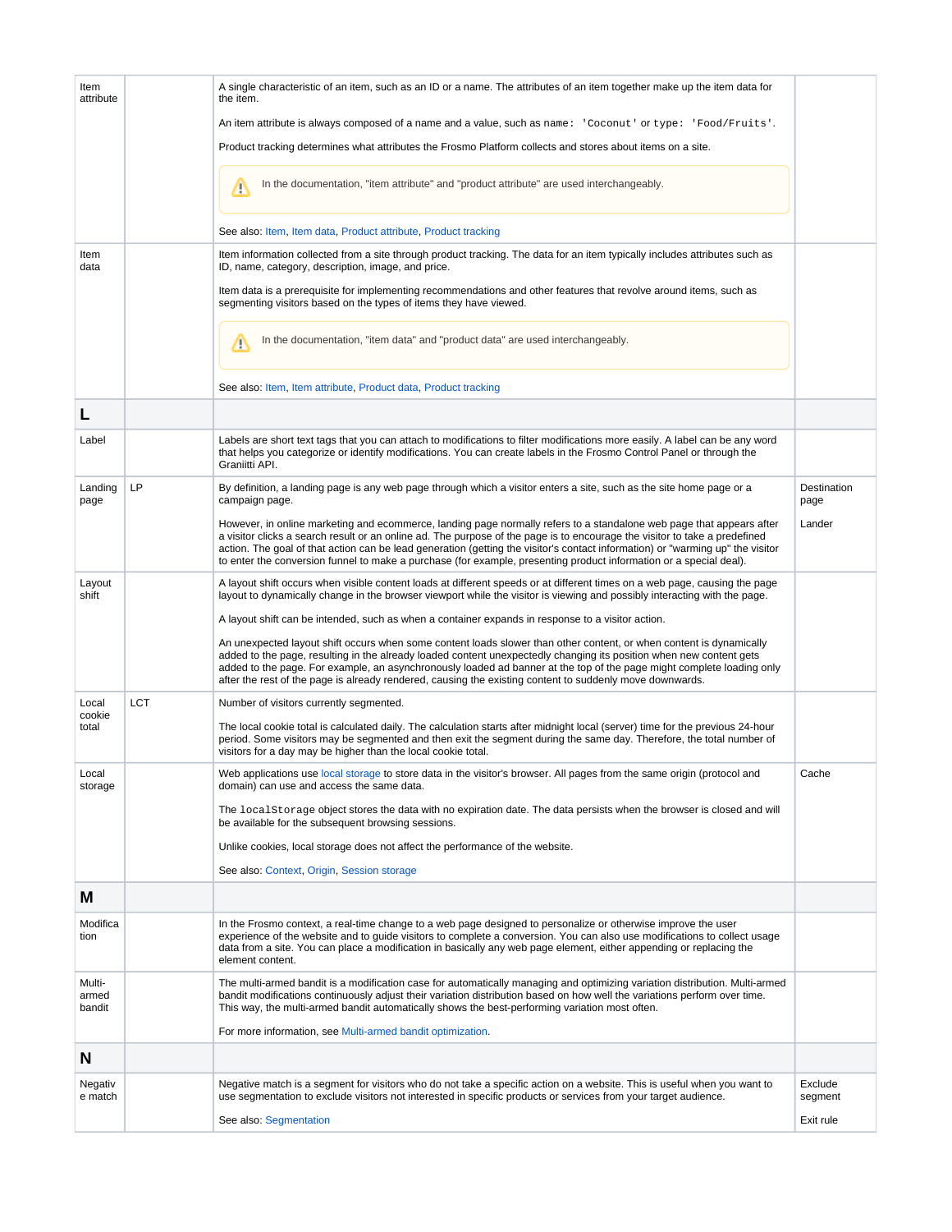| Term | Abbreviation | Definition | Synonyms |
| --- | --- | --- | --- |
| Item attribute | | A single characteristic of an item, such as an ID or a name. The attributes of an item together make up the item data for the item.<br><br>An item attribute is always composed of a name and a value, such as `name: 'Coconut'` or `type: 'Food/Fruits'`.<br><br>Product tracking determines what attributes the Frosmo Platform collects and stores about items on a site.<br><br>⚠ In the documentation, "item attribute" and "product attribute" are used interchangeably.<br><br>See also: Item, Item data, Product attribute, Product tracking | |
| Item data | | Item information collected from a site through product tracking. The data for an item typically includes attributes such as ID, name, category, description, image, and price.<br><br>Item data is a prerequisite for implementing recommendations and other features that revolve around items, such as segmenting visitors based on the types of items they have viewed.<br><br>⚠ In the documentation, "item data" and "product data" are used interchangeably.<br><br>See also: Item, Item attribute, Product data, Product tracking | |
| **L** | | | |
| Label | | Labels are short text tags that you can attach to modifications to filter modifications more easily. A label can be any word that helps you categorize or identify modifications. You can create labels in the Frosmo Control Panel or through the Graniitti API. | |
| Landing page | LP | By definition, a landing page is any web page through which a visitor enters a site, such as the site home page or a campaign page.<br><br>However, in online marketing and ecommerce, landing page normally refers to a standalone web page that appears after a visitor clicks a search result or an online ad. The purpose of the page is to encourage the visitor to take a predefined action. The goal of that action can be lead generation (getting the visitor's contact information) or "warming up" the visitor to enter the conversion funnel to make a purchase (for example, presenting product information or a special deal). | Destination page<br><br>Lander |
| Layout shift | | A layout shift occurs when visible content loads at different speeds or at different times on a web page, causing the page layout to dynamically change in the browser viewport while the visitor is viewing and possibly interacting with the page.<br><br>A layout shift can be intended, such as when a container expands in response to a visitor action.<br><br>An unexpected layout shift occurs when some content loads slower than other content, or when content is dynamically added to the page, resulting in the already loaded content unexpectedly changing its position when new content gets added to the page. For example, an asynchronously loaded ad banner at the top of the page might complete loading only after the rest of the page is already rendered, causing the existing content to suddenly move downwards. | |
| Local cookie total | LCT | Number of visitors currently segmented.<br><br>The local cookie total is calculated daily. The calculation starts after midnight local (server) time for the previous 24-hour period. Some visitors may be segmented and then exit the segment during the same day. Therefore, the total number of visitors for a day may be higher than the local cookie total. | |
| Local storage | | Web applications use local storage to store data in the visitor's browser. All pages from the same origin (protocol and domain) can use and access the same data.<br><br>The `localStorage` object stores the data with no expiration date. The data persists when the browser is closed and will be available for the subsequent browsing sessions.<br><br>Unlike cookies, local storage does not affect the performance of the website.<br><br>See also: Context, Origin, Session storage | Cache |
| **M** | | | |
| Modification | | In the Frosmo context, a real-time change to a web page designed to personalize or otherwise improve the user experience of the website and to guide visitors to complete a conversion. You can also use modifications to collect usage data from a site. You can place a modification in basically any web page element, either appending or replacing the element content. | |
| Multi-armed bandit | | The multi-armed bandit is a modification case for automatically managing and optimizing variation distribution. Multi-armed bandit modifications continuously adjust their variation distribution based on how well the variations perform over time. This way, the multi-armed bandit automatically shows the best-performing variation most often.<br><br>For more information, see Multi-armed bandit optimization. | |
| **N** | | | |
| Negative match | | Negative match is a segment for visitors who do not take a specific action on a website. This is useful when you want to use segmentation to exclude visitors not interested in specific products or services from your target audience.<br><br>See also: Segmentation | Exclude segment<br><br>Exit rule |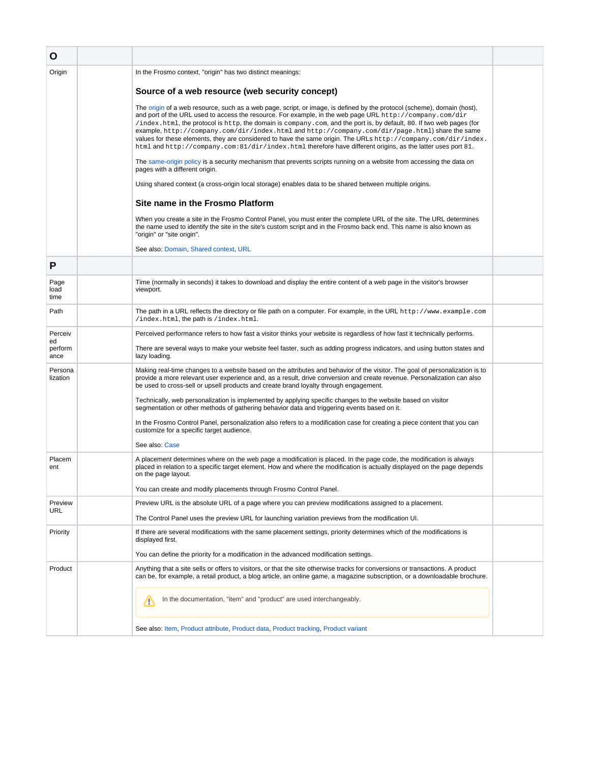| O | | | |
|---|---|---|---|
| Origin | | In the Frosmo context, "origin" has two distinct meanings:<br><br>**Source of a web resource (web security concept)**<br><br>The origin of a web resource, such as a web page, script, or image, is defined by the protocol (scheme), domain (host), and port of the URL used to access the resource. For example, in the web page URL `http://company.com/dir/index.html`, the protocol is `http`, the domain is `company.com`, and the port is, by default, `80`. If two web pages (for example, `http://company.com/dir/index.html` and `http://company.com/dir/page.html`) share the same values for these elements, they are considered to have the same origin. The URLs `http://company.com/dir/index.html` and `http://company.com:81/dir/index.html` therefore have different origins, as the latter uses port `81`.<br><br>The same-origin policy is a security mechanism that prevents scripts running on a website from accessing the data on pages with a different origin.<br><br>Using shared context (a cross-origin local storage) enables data to be shared between multiple origins.<br><br>**Site name in the Frosmo Platform**<br><br>When you create a site in the Frosmo Control Panel, you must enter the complete URL of the site. The URL determines the name used to identify the site in the site's custom script and in the Frosmo back end. This name is also known as "origin" or "site origin".<br><br>See also: Domain, Shared context, URL | |
| **P** | | | |
| Page load time | | Time (normally in seconds) it takes to download and display the entire content of a web page in the visitor's browser viewport. | |
| Path | | The path in a URL reflects the directory or file path on a computer. For example, in the URL `http://www.example.com/index.html`, the path is `/index.html`. | |
| Perceived performance | | Perceived performance refers to how fast a visitor thinks your website is regardless of how fast it technically performs.<br><br>There are several ways to make your website feel faster, such as adding progress indicators, and using button states and lazy loading. | |
| Personalization | | Making real-time changes to a website based on the attributes and behavior of the visitor. The goal of personalization is to provide a more relevant user experience and, as a result, drive conversion and create revenue. Personalization can also be used to cross-sell or upsell products and create brand loyalty through engagement.<br><br>Technically, web personalization is implemented by applying specific changes to the website based on visitor segmentation or other methods of gathering behavior data and triggering events based on it.<br><br>In the Frosmo Control Panel, personalization also refers to a modification case for creating a piece content that you can customize for a specific target audience.<br><br>See also: Case | |
| Placement | | A placement determines where on the web page a modification is placed. In the page code, the modification is always placed in relation to a specific target element. How and where the modification is actually displayed on the page depends on the page layout.<br><br>You can create and modify placements through Frosmo Control Panel. | |
| Preview URL | | Preview URL is the absolute URL of a page where you can preview modifications assigned to a placement.<br><br>The Control Panel uses the preview URL for launching variation previews from the modification UI. | |
| Priority | | If there are several modifications with the same placement settings, priority determines which of the modifications is displayed first.<br><br>You can define the priority for a modification in the advanced modification settings. | |
| Product | | Anything that a site sells or offers to visitors, or that the site otherwise tracks for conversions or transactions. A product can be, for example, a retail product, a blog article, an online game, a magazine subscription, or a downloadable brochure.<br><br>⚠ In the documentation, "item" and "product" are used interchangeably.<br><br>See also: Item, Product attribute, Product data, Product tracking, Product variant | |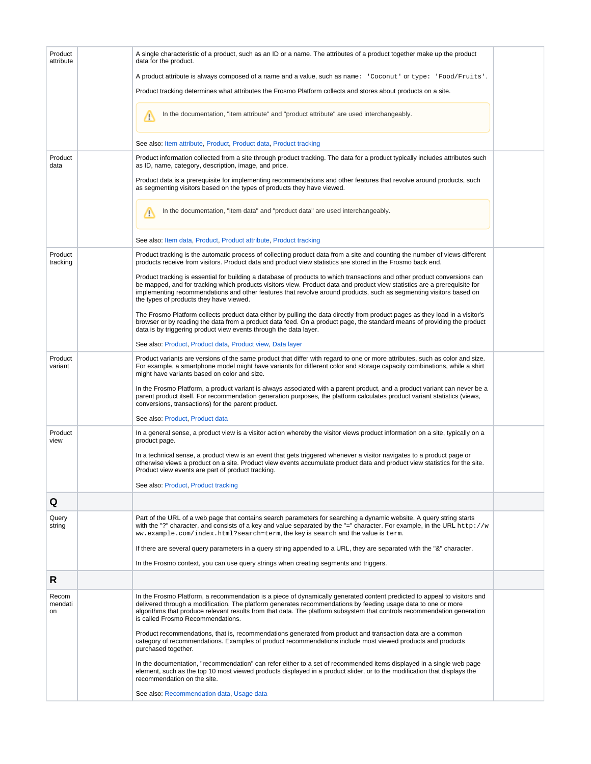| | | | |
|---|---|---|---|
| Product attribute | | A single characteristic of a product, such as an ID or a name. The attributes of a product together make up the product data for the product.<br><br>A product attribute is always composed of a name and a value, such as `name: 'Coconut'` or `type: 'Food/Fruits'`.<br><br>Product tracking determines what attributes the Frosmo Platform collects and stores about products on a site.<br><br>In the documentation, "item attribute" and "product attribute" are used interchangeably.<br><br>See also: Item attribute, Product, Product data, Product tracking | |
| Product data | | Product information collected from a site through product tracking. The data for a product typically includes attributes such as ID, name, category, description, image, and price.<br><br>Product data is a prerequisite for implementing recommendations and other features that revolve around products, such as segmenting visitors based on the types of products they have viewed.<br><br>In the documentation, "item data" and "product data" are used interchangeably.<br><br>See also: Item data, Product, Product attribute, Product tracking | |
| Product tracking | | Product tracking is the automatic process of collecting product data from a site and counting the number of views different products receive from visitors. Product data and product view statistics are stored in the Frosmo back end.<br><br>Product tracking is essential for building a database of products to which transactions and other product conversions can be mapped, and for tracking which products visitors view. Product data and product view statistics are a prerequisite for implementing recommendations and other features that revolve around products, such as segmenting visitors based on the types of products they have viewed.<br><br>The Frosmo Platform collects product data either by pulling the data directly from product pages as they load in a visitor's browser or by reading the data from a product data feed. On a product page, the standard means of providing the product data is by triggering product view events through the data layer.<br><br>See also: Product, Product data, Product view, Data layer | |
| Product variant | | Product variants are versions of the same product that differ with regard to one or more attributes, such as color and size. For example, a smartphone model might have variants for different color and storage capacity combinations, while a shirt might have variants based on color and size.<br><br>In the Frosmo Platform, a product variant is always associated with a parent product, and a product variant can never be a parent product itself. For recommendation generation purposes, the platform calculates product variant statistics (views, conversions, transactions) for the parent product.<br><br>See also: Product, Product data | |
| Product view | | In a general sense, a product view is a visitor action whereby the visitor views product information on a site, typically on a product page.<br><br>In a technical sense, a product view is an event that gets triggered whenever a visitor navigates to a product page or otherwise views a product on a site. Product view events accumulate product data and product view statistics for the site. Product view events are part of product tracking.<br><br>See also: Product, Product tracking | |
| **Q** | | | |
| Query string | | Part of the URL of a web page that contains search parameters for searching a dynamic website. A query string starts with the "?" character, and consists of a key and value separated by the "=" character. For example, in the URL `http://www.example.com/index.html?search=term`, the key is `search` and the value is `term`.<br><br>If there are several query parameters in a query string appended to a URL, they are separated with the "&" character.<br><br>In the Frosmo context, you can use query strings when creating segments and triggers. | |
| **R** | | | |
| Recommendation | | In the Frosmo Platform, a recommendation is a piece of dynamically generated content predicted to appeal to visitors and delivered through a modification. The platform generates recommendations by feeding usage data to one or more algorithms that produce relevant results from that data. The platform subsystem that controls recommendation generation is called Frosmo Recommendations.<br><br>Product recommendations, that is, recommendations generated from product and transaction data are a common category of recommendations. Examples of product recommendations include most viewed products and products purchased together.<br><br>In the documentation, "recommendation" can refer either to a set of recommended items displayed in a single web page element, such as the top 10 most viewed products displayed in a product slider, or to the modification that displays the recommendation on the site.<br><br>See also: Recommendation data, Usage data | |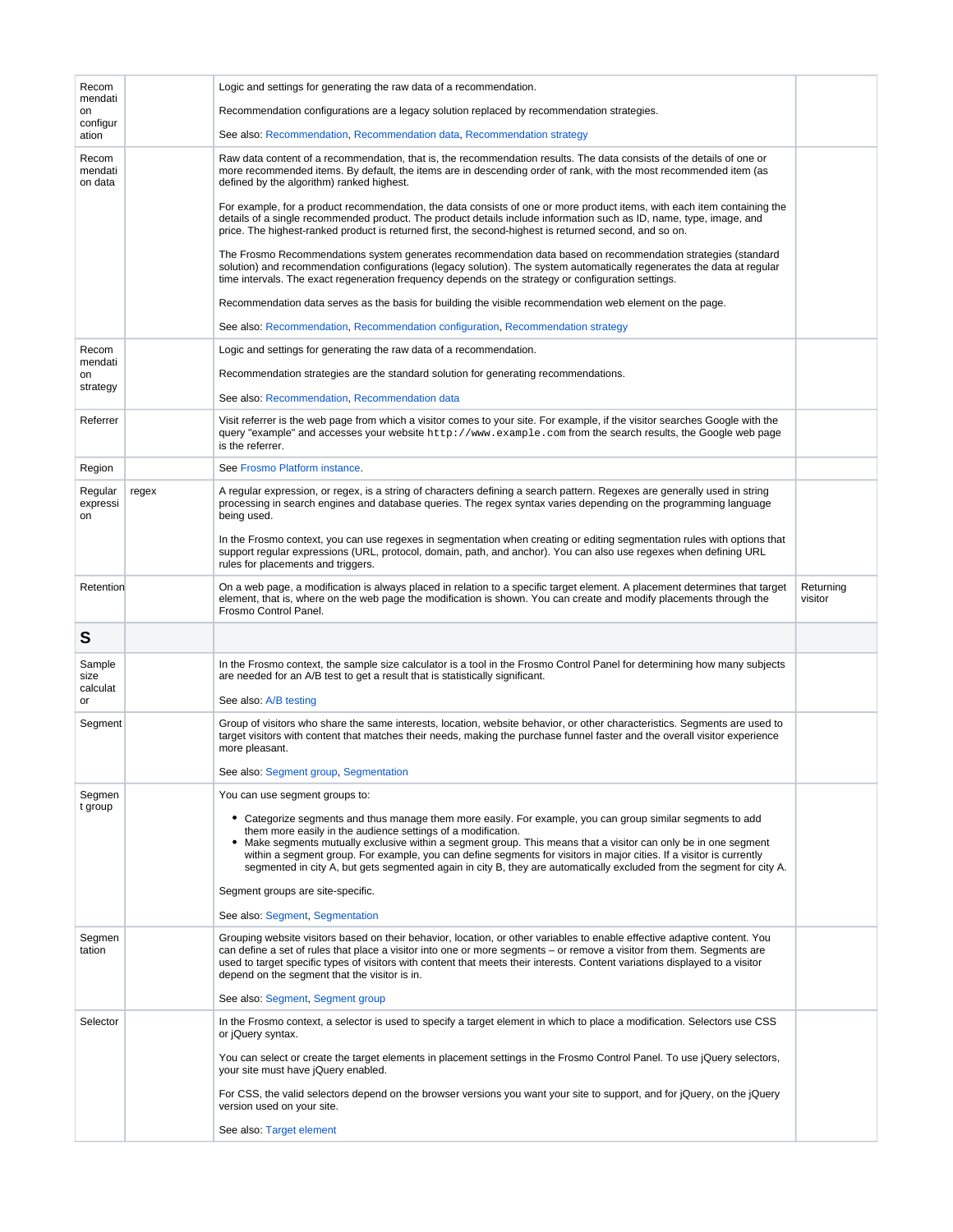| | | | |
|---|---|---|---|
| Recommendation configuration | | Logic and settings for generating the raw data of a recommendation.<br><br>Recommendation configurations are a legacy solution replaced by recommendation strategies.<br><br>See also: Recommendation, Recommendation data, Recommendation strategy | |
| Recommendation data | | Raw data content of a recommendation, that is, the recommendation results. The data consists of the details of one or more recommended items. By default, the items are in descending order of rank, with the most recommended item (as defined by the algorithm) ranked highest.<br><br>For example, for a product recommendation, the data consists of one or more product items, with each item containing the details of a single recommended product. The product details include information such as ID, name, type, image, and price. The highest-ranked product is returned first, the second-highest is returned second, and so on.<br><br>The Frosmo Recommendations system generates recommendation data based on recommendation strategies (standard solution) and recommendation configurations (legacy solution). The system automatically regenerates the data at regular time intervals. The exact regeneration frequency depends on the strategy or configuration settings.<br><br>Recommendation data serves as the basis for building the visible recommendation web element on the page.<br><br>See also: Recommendation, Recommendation configuration, Recommendation strategy | |
| Recommendation strategy | | Logic and settings for generating the raw data of a recommendation.<br><br>Recommendation strategies are the standard solution for generating recommendations.<br><br>See also: Recommendation, Recommendation data | |
| Referrer | | Visit referrer is the web page from which a visitor comes to your site. For example, if the visitor searches Google with the query "example" and accesses your website `http://www.example.com` from the search results, the Google web page is the referrer. | |
| Region | | See Frosmo Platform instance. | |
| Regular expression | regex | A regular expression, or regex, is a string of characters defining a search pattern. Regexes are generally used in string processing in search engines and database queries. The regex syntax varies depending on the programming language being used.<br><br>In the Frosmo context, you can use regexes in segmentation when creating or editing segmentation rules with options that support regular expressions (URL, protocol, domain, path, and anchor). You can also use regexes when defining URL rules for placements and triggers. | |
| Retention | | On a web page, a modification is always placed in relation to a specific target element. A placement determines that target element, that is, where on the web page the modification is shown. You can create and modify placements through the Frosmo Control Panel. | Returning visitor |
| **S** | | | |
| Sample size calculator | | In the Frosmo context, the sample size calculator is a tool in the Frosmo Control Panel for determining how many subjects are needed for an A/B test to get a result that is statistically significant.<br><br>See also: A/B testing | |
| Segment | | Group of visitors who share the same interests, location, website behavior, or other characteristics. Segments are used to target visitors with content that matches their needs, making the purchase funnel faster and the overall visitor experience more pleasant.<br><br>See also: Segment group, Segmentation | |
| Segment group | | You can use segment groups to:<br><br>• Categorize segments and thus manage them more easily. For example, you can group similar segments to add them more easily in the audience settings of a modification.<br>• Make segments mutually exclusive within a segment group. This means that a visitor can only be in one segment within a segment group. For example, you can define segments for visitors in major cities. If a visitor is currently segmented in city A, but gets segmented again in city B, they are automatically excluded from the segment for city A.<br><br>Segment groups are site-specific.<br><br>See also: Segment, Segmentation | |
| Segmentation | | Grouping website visitors based on their behavior, location, or other variables to enable effective adaptive content. You can define a set of rules that place a visitor into one or more segments – or remove a visitor from them. Segments are used to target specific types of visitors with content that meets their interests. Content variations displayed to a visitor depend on the segment that the visitor is in.<br><br>See also: Segment, Segment group | |
| Selector | | In the Frosmo context, a selector is used to specify a target element in which to place a modification. Selectors use CSS or jQuery syntax.<br><br>You can select or create the target elements in placement settings in the Frosmo Control Panel. To use jQuery selectors, your site must have jQuery enabled.<br><br>For CSS, the valid selectors depend on the browser versions you want your site to support, and for jQuery, on the jQuery version used on your site.<br><br>See also: Target element | |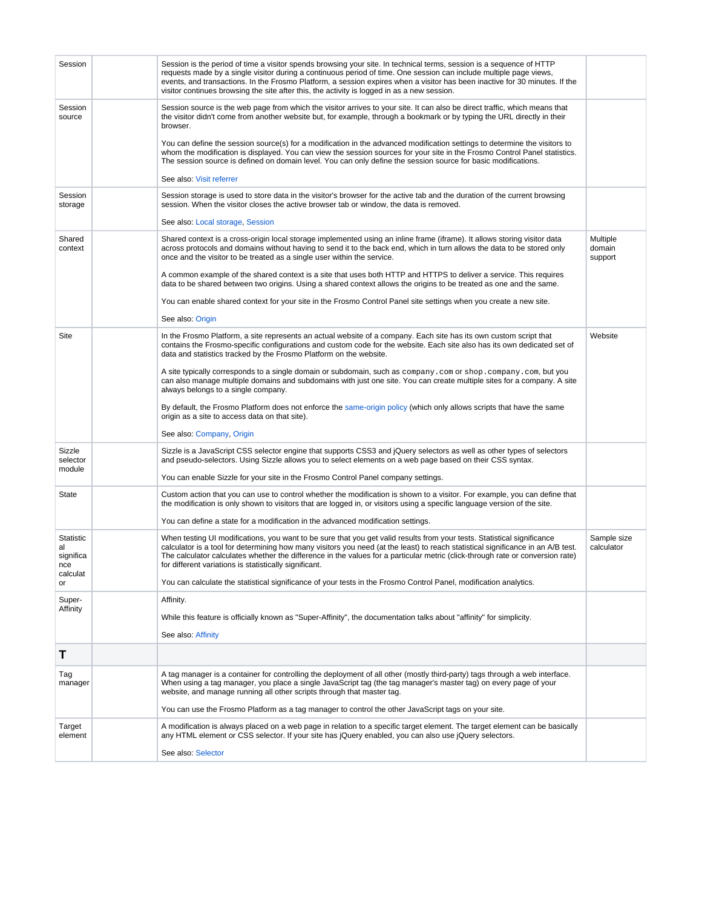| Session | | Session is the period of time a visitor spends browsing your site. In technical terms, session is a sequence of HTTP requests made by a single visitor during a continuous period of time. One session can include multiple page views, events, and transactions. In the Frosmo Platform, a session expires when a visitor has been inactive for 30 minutes. If the visitor continues browsing the site after this, the activity is logged in as a new session. | |
|---|---|---|---|
| Session source | | Session source is the web page from which the visitor arrives to your site. It can also be direct traffic, which means that the visitor didn't come from another website but, for example, through a bookmark or by typing the URL directly in their browser.<br><br>You can define the session source(s) for a modification in the advanced modification settings to determine the visitors to whom the modification is displayed. You can view the session sources for your site in the Frosmo Control Panel statistics. The session source is defined on domain level. You can only define the session source for basic modifications.<br><br>See also: Visit referrer | |
| Session storage | | Session storage is used to store data in the visitor's browser for the active tab and the duration of the current browsing session. When the visitor closes the active browser tab or window, the data is removed.<br><br>See also: Local storage, Session | |
| Shared context | | Shared context is a cross-origin local storage implemented using an inline frame (iframe). It allows storing visitor data across protocols and domains without having to send it to the back end, which in turn allows the data to be stored only once and the visitor to be treated as a single user within the service.<br><br>A common example of the shared context is a site that uses both HTTP and HTTPS to deliver a service. This requires data to be shared between two origins. Using a shared context allows the origins to be treated as one and the same.<br><br>You can enable shared context for your site in the Frosmo Control Panel site settings when you create a new site.<br><br>See also: Origin | Multiple domain support |
| Site | | In the Frosmo Platform, a site represents an actual website of a company. Each site has its own custom script that contains the Frosmo-specific configurations and custom code for the website. Each site also has its own dedicated set of data and statistics tracked by the Frosmo Platform on the website.<br><br>A site typically corresponds to a single domain or subdomain, such as `company.com` or `shop.company.com`, but you can also manage multiple domains and subdomains with just one site. You can create multiple sites for a company. A site always belongs to a single company.<br><br>By default, the Frosmo Platform does not enforce the same-origin policy (which only allows scripts that have the same origin as a site to access data on that site).<br><br>See also: Company, Origin | Website |
| Sizzle selector module | | Sizzle is a JavaScript CSS selector engine that supports CSS3 and jQuery selectors as well as other types of selectors and pseudo-selectors. Using Sizzle allows you to select elements on a web page based on their CSS syntax.<br><br>You can enable Sizzle for your site in the Frosmo Control Panel company settings. | |
| State | | Custom action that you can use to control whether the modification is shown to a visitor. For example, you can define that the modification is only shown to visitors that are logged in, or visitors using a specific language version of the site.<br><br>You can define a state for a modification in the advanced modification settings. | |
| Statistical significance calculator | | When testing UI modifications, you want to be sure that you get valid results from your tests. Statistical significance calculator is a tool for determining how many visitors you need (at the least) to reach statistical significance in an A/B test. The calculator calculates whether the difference in the values for a particular metric (click-through rate or conversion rate) for different variations is statistically significant.<br><br>You can calculate the statistical significance of your tests in the Frosmo Control Panel, modification analytics. | Sample size calculator |
| Super-Affinity | | Affinity.<br><br>While this feature is officially known as "Super-Affinity", the documentation talks about "affinity" for simplicity.<br><br>See also: Affinity | |
| **T** | | | |
| Tag manager | | A tag manager is a container for controlling the deployment of all other (mostly third-party) tags through a web interface. When using a tag manager, you place a single JavaScript tag (the tag manager's master tag) on every page of your website, and manage running all other scripts through that master tag.<br><br>You can use the Frosmo Platform as a tag manager to control the other JavaScript tags on your site. | |
| Target element | | A modification is always placed on a web page in relation to a specific target element. The target element can be basically any HTML element or CSS selector. If your site has jQuery enabled, you can also use jQuery selectors.<br><br>See also: Selector | |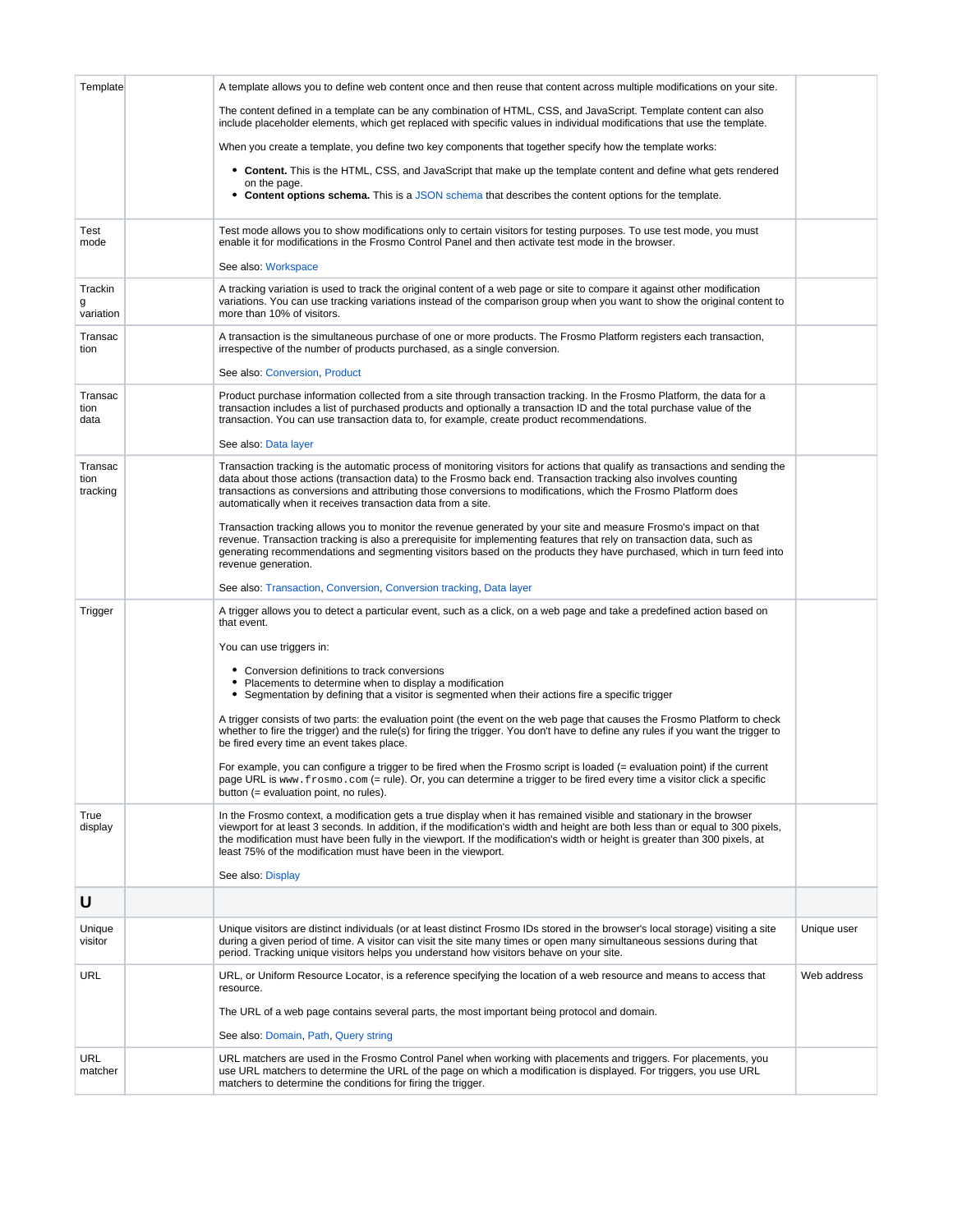| Template | | A template allows you to define web content once and then reuse that content across multiple modifications on your site.<br><br>The content defined in a template can be any combination of HTML, CSS, and JavaScript. Template content can also include placeholder elements, which get replaced with specific values in individual modifications that use the template.<br><br>When you create a template, you define two key components that together specify how the template works:<br><br>• **Content.** This is the HTML, CSS, and JavaScript that make up the template content and define what gets rendered on the page.<br>• **Content options schema.** This is a JSON schema that describes the content options for the template. | |
|---|---|---|---|
| Test mode | | Test mode allows you to show modifications only to certain visitors for testing purposes. To use test mode, you must enable it for modifications in the Frosmo Control Panel and then activate test mode in the browser.<br><br>See also: Workspace | |
| Tracking variation | | A tracking variation is used to track the original content of a web page or site to compare it against other modification variations. You can use tracking variations instead of the comparison group when you want to show the original content to more than 10% of visitors. | |
| Transaction | | A transaction is the simultaneous purchase of one or more products. The Frosmo Platform registers each transaction, irrespective of the number of products purchased, as a single conversion.<br><br>See also: Conversion, Product | |
| Transaction data | | Product purchase information collected from a site through transaction tracking. In the Frosmo Platform, the data for a transaction includes a list of purchased products and optionally a transaction ID and the total purchase value of the transaction. You can use transaction data to, for example, create product recommendations.<br><br>See also: Data layer | |
| Transaction tracking | | Transaction tracking is the automatic process of monitoring visitors for actions that qualify as transactions and sending the data about those actions (transaction data) to the Frosmo back end. Transaction tracking also involves counting transactions as conversions and attributing those conversions to modifications, which the Frosmo Platform does automatically when it receives transaction data from a site.<br><br>Transaction tracking allows you to monitor the revenue generated by your site and measure Frosmo's impact on that revenue. Transaction tracking is also a prerequisite for implementing features that rely on transaction data, such as generating recommendations and segmenting visitors based on the products they have purchased, which in turn feed into revenue generation.<br><br>See also: Transaction, Conversion, Conversion tracking, Data layer | |
| Trigger | | A trigger allows you to detect a particular event, such as a click, on a web page and take a predefined action based on that event.<br><br>You can use triggers in:<br><br>• Conversion definitions to track conversions<br>• Placements to determine when to display a modification<br>• Segmentation by defining that a visitor is segmented when their actions fire a specific trigger<br><br>A trigger consists of two parts: the evaluation point (the event on the web page that causes the Frosmo Platform to check whether to fire the trigger) and the rule(s) for firing the trigger. You don't have to define any rules if you want the trigger to be fired every time an event takes place.<br><br>For example, you can configure a trigger to be fired when the Frosmo script is loaded (= evaluation point) if the current page URL is `www.frosmo.com` (= rule). Or, you can determine a trigger to be fired every time a visitor click a specific button (= evaluation point, no rules). | |
| True display | | In the Frosmo context, a modification gets a true display when it has remained visible and stationary in the browser viewport for at least 3 seconds. In addition, if the modification's width and height are both less than or equal to 300 pixels, the modification must have been fully in the viewport. If the modification's width or height is greater than 300 pixels, at least 75% of the modification must have been in the viewport.<br><br>See also: Display | |
| **U** | | | |
| Unique visitor | | Unique visitors are distinct individuals (or at least distinct Frosmo IDs stored in the browser's local storage) visiting a site during a given period of time. A visitor can visit the site many times or open many simultaneous sessions during that period. Tracking unique visitors helps you understand how visitors behave on your site. | Unique user |
| URL | | URL, or Uniform Resource Locator, is a reference specifying the location of a web resource and means to access that resource.<br><br>The URL of a web page contains several parts, the most important being protocol and domain.<br><br>See also: Domain, Path, Query string | Web address |
| URL matcher | | URL matchers are used in the Frosmo Control Panel when working with placements and triggers. For placements, you use URL matchers to determine the URL of the page on which a modification is displayed. For triggers, you use URL matchers to determine the conditions for firing the trigger. | |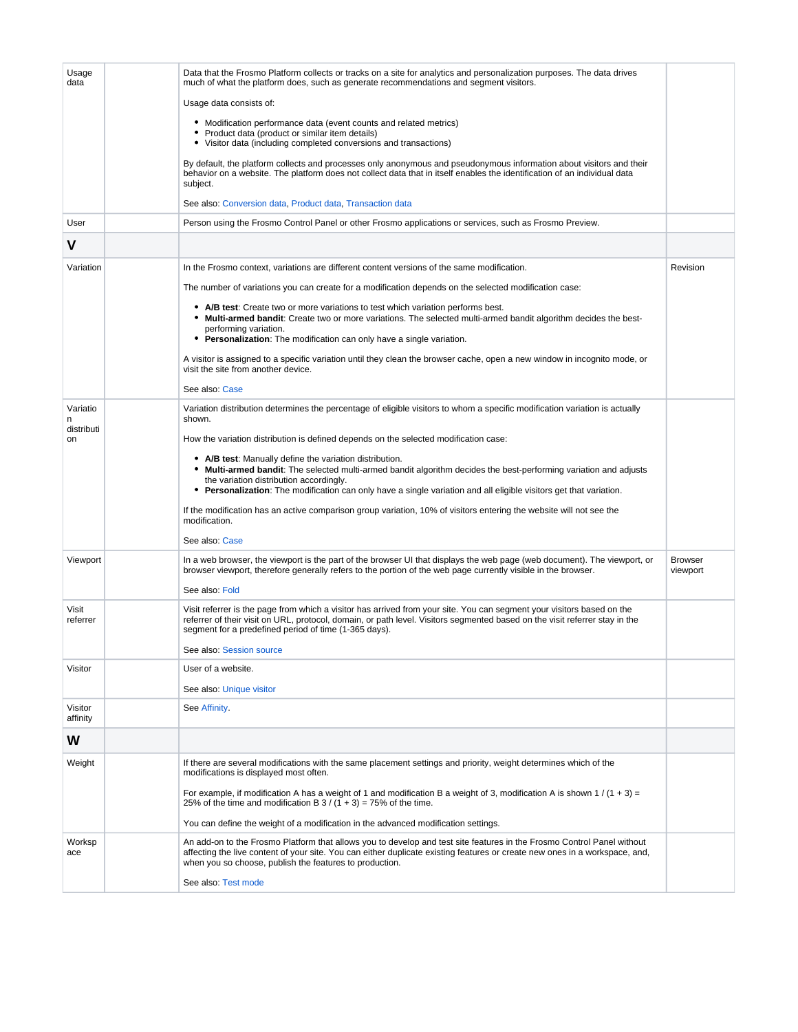| | | | |
|---|---|---|---|
| Usage data | | Data that the Frosmo Platform collects or tracks on a site for analytics and personalization purposes. The data drives much of what the platform does, such as generate recommendations and segment visitors.<br><br>Usage data consists of:<br><br>• Modification performance data (event counts and related metrics)<br>• Product data (product or similar item details)<br>• Visitor data (including completed conversions and transactions)<br><br>By default, the platform collects and processes only anonymous and pseudonymous information about visitors and their behavior on a website. The platform does not collect data that in itself enables the identification of an individual data subject.<br><br>See also: Conversion data, Product data, Transaction data | |
| User | | Person using the Frosmo Control Panel or other Frosmo applications or services, such as Frosmo Preview. | |
| **V** | | | |
| Variation | | In the Frosmo context, variations are different content versions of the same modification.<br><br>The number of variations you can create for a modification depends on the selected modification case:<br><br>• **A/B test**: Create two or more variations to test which variation performs best.<br>• **Multi-armed bandit**: Create two or more variations. The selected multi-armed bandit algorithm decides the best-performing variation.<br>• **Personalization**: The modification can only have a single variation.<br><br>A visitor is assigned to a specific variation until they clean the browser cache, open a new window in incognito mode, or visit the site from another device.<br><br>See also: Case | Revision |
| Variation distribution | | Variation distribution determines the percentage of eligible visitors to whom a specific modification variation is actually shown.<br><br>How the variation distribution is defined depends on the selected modification case:<br><br>• **A/B test**: Manually define the variation distribution.<br>• **Multi-armed bandit**: The selected multi-armed bandit algorithm decides the best-performing variation and adjusts the variation distribution accordingly.<br>• **Personalization**: The modification can only have a single variation and all eligible visitors get that variation.<br><br>If the modification has an active comparison group variation, 10% of visitors entering the website will not see the modification.<br><br>See also: Case | |
| Viewport | | In a web browser, the viewport is the part of the browser UI that displays the web page (web document). The viewport, or browser viewport, therefore generally refers to the portion of the web page currently visible in the browser.<br><br>See also: Fold | Browser viewport |
| Visit referrer | | Visit referrer is the page from which a visitor has arrived from your site. You can segment your visitors based on the referrer of their visit on URL, protocol, domain, or path level. Visitors segmented based on the visit referrer stay in the segment for a predefined period of time (1-365 days).<br><br>See also: Session source | |
| Visitor | | User of a website.<br><br>See also: Unique visitor | |
| Visitor affinity | | See Affinity. | |
| **W** | | | |
| Weight | | If there are several modifications with the same placement settings and priority, weight determines which of the modifications is displayed most often.<br><br>For example, if modification A has a weight of 1 and modification B a weight of 3, modification A is shown 1 / (1 + 3) = 25% of the time and modification B 3 / (1 + 3) = 75% of the time.<br><br>You can define the weight of a modification in the advanced modification settings. | |
| Workspace | | An add-on to the Frosmo Platform that allows you to develop and test site features in the Frosmo Control Panel without affecting the live content of your site. You can either duplicate existing features or create new ones in a workspace, and, when you so choose, publish the features to production.<br><br>See also: Test mode | |